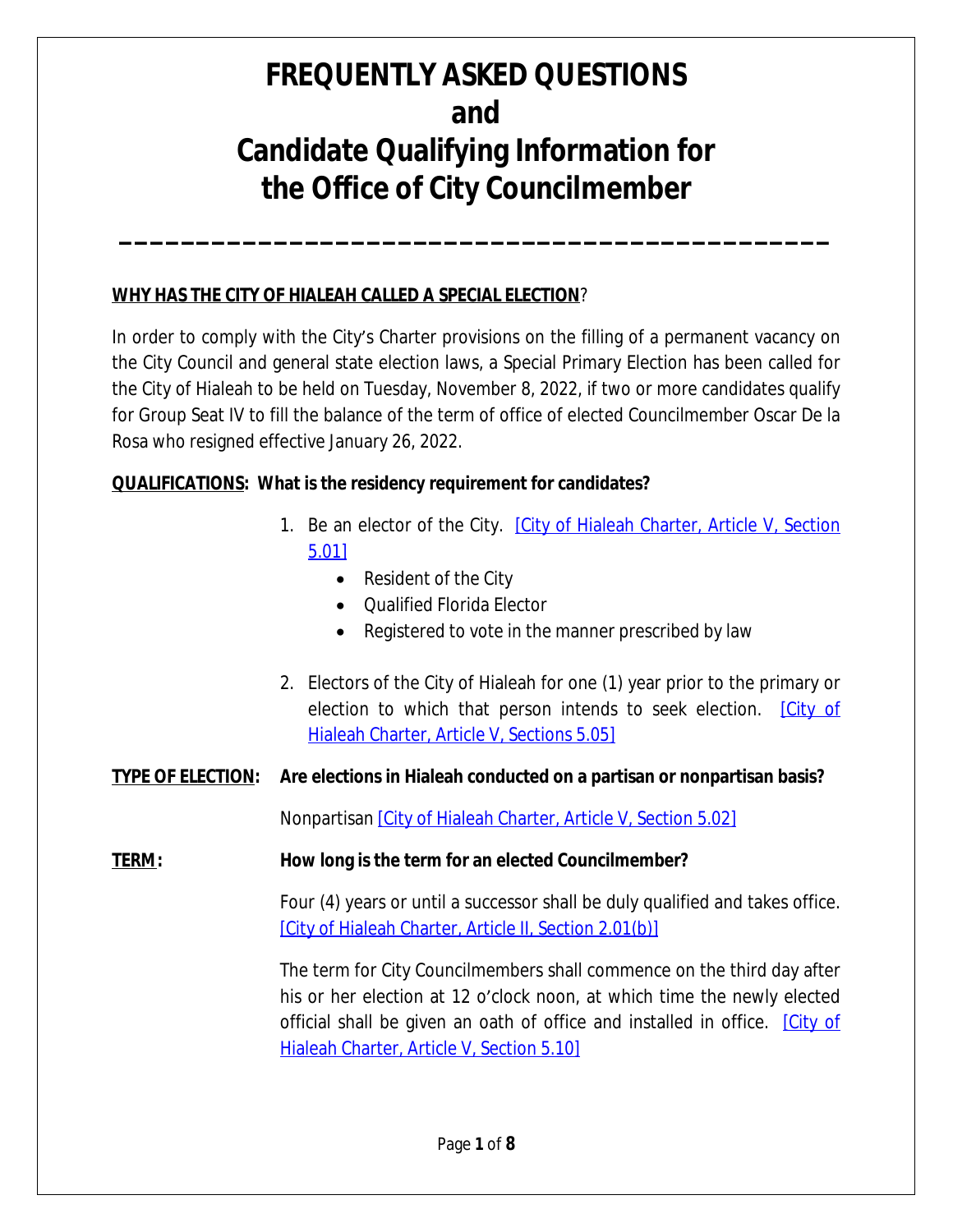# FREQUENTLY ASKED QUESTIONS and Candidate Qualifying Information for the Office of City Councilmember

---

**WHY HAS THE CITY OF HIALEAH CALLED A SPECIAL ELECTION?**

In order to comply with the City's Charter provisions on the filling of a permanent vacancy on the City Council and general state election laws, a Special Primary Election has been called for the City of Hialeah to be held on Tuesday, November 8, 2022, if two or more candidates qualify for Group Seat IV to fill the balance of the term of office of elected Councilmember Oscar De la Rosa who resigned effective January 26, 2022.

**QUALIFICATIONS: What is the residency requirement for candidates?**

1. Be an elector of the City. [City of Hialeah Charter, Article V, Section 5.01]
   - Resident of the City
   - Qualified Florida Elector
   - Registered to vote in the manner prescribed by law

2. Electors of the City of Hialeah for one (1) year prior to the primary or election to which that person intends to seek election. [City of Hialeah Charter, Article V, Sections 5.05]

**TYPE OF ELECTION: Are elections in Hialeah conducted on a partisan or nonpartisan basis?**

Nonpartisan [City of Hialeah Charter, Article V, Section 5.02]

**TERM: How long is the term for an elected Councilmember?**

Four (4) years or until a successor shall be duly qualified and takes office. [City of Hialeah Charter, Article II, Section 2.01(b)]

The term for City Councilmembers shall commence on the third day after his or her election at 12 o'clock noon, at which time the newly elected official shall be given an oath of office and installed in office. [City of Hialeah Charter, Article V, Section 5.10]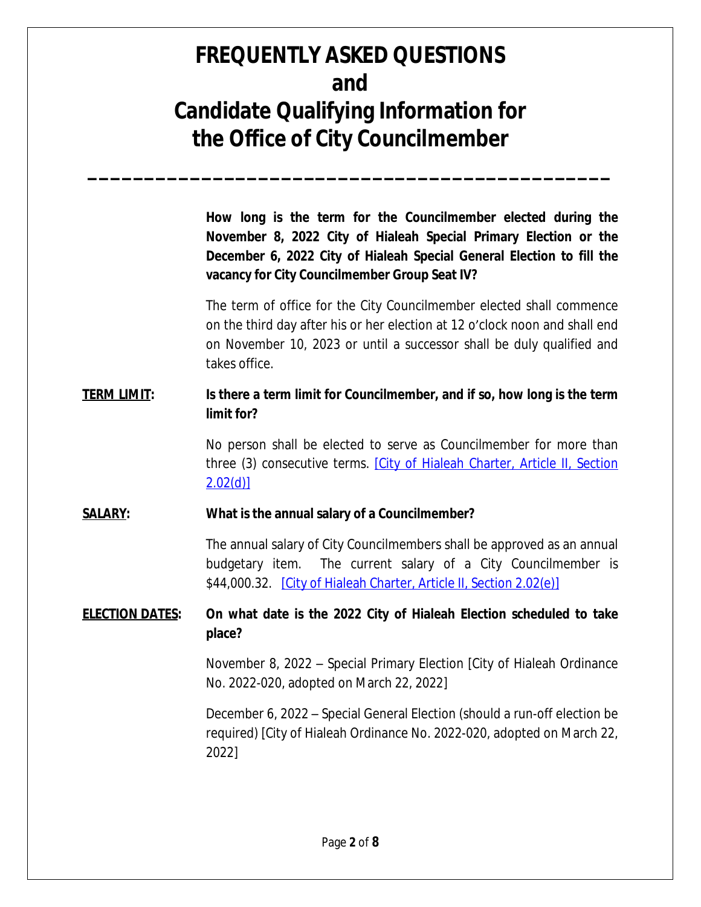# FREQUENTLY ASKED QUESTIONS and Candidate Qualifying Information for the Office of City Councilmember

---

**How long is the term for the Councilmember elected during the November 8, 2022 City of Hialeah Special Primary Election or the December 6, 2022 City of Hialeah Special General Election to fill the vacancy for City Councilmember Group Seat IV?**

The term of office for the City Councilmember elected shall commence on the third day after his or her election at 12 o'clock noon and shall end on November 10, 2023 or until a successor shall be duly qualified and takes office.

**TERM LIMIT: Is there a term limit for Councilmember, and if so, how long is the term limit for?**

No person shall be elected to serve as Councilmember for more than three (3) consecutive terms. [City of Hialeah Charter, Article II, Section 2.02(d)]

**SALARY: What is the annual salary of a Councilmember?**

The annual salary of City Councilmembers shall be approved as an annual budgetary item. The current salary of a City Councilmember is $44,000.32. [City of Hialeah Charter, Article II, Section 2.02(e)]

**ELECTION DATES: On what date is the 2022 City of Hialeah Election scheduled to take place?**

November 8, 2022 – Special Primary Election [City of Hialeah Ordinance No. 2022-020, adopted on March 22, 2022]

December 6, 2022 – Special General Election (should a run-off election be required) [City of Hialeah Ordinance No. 2022-020, adopted on March 22, 2022]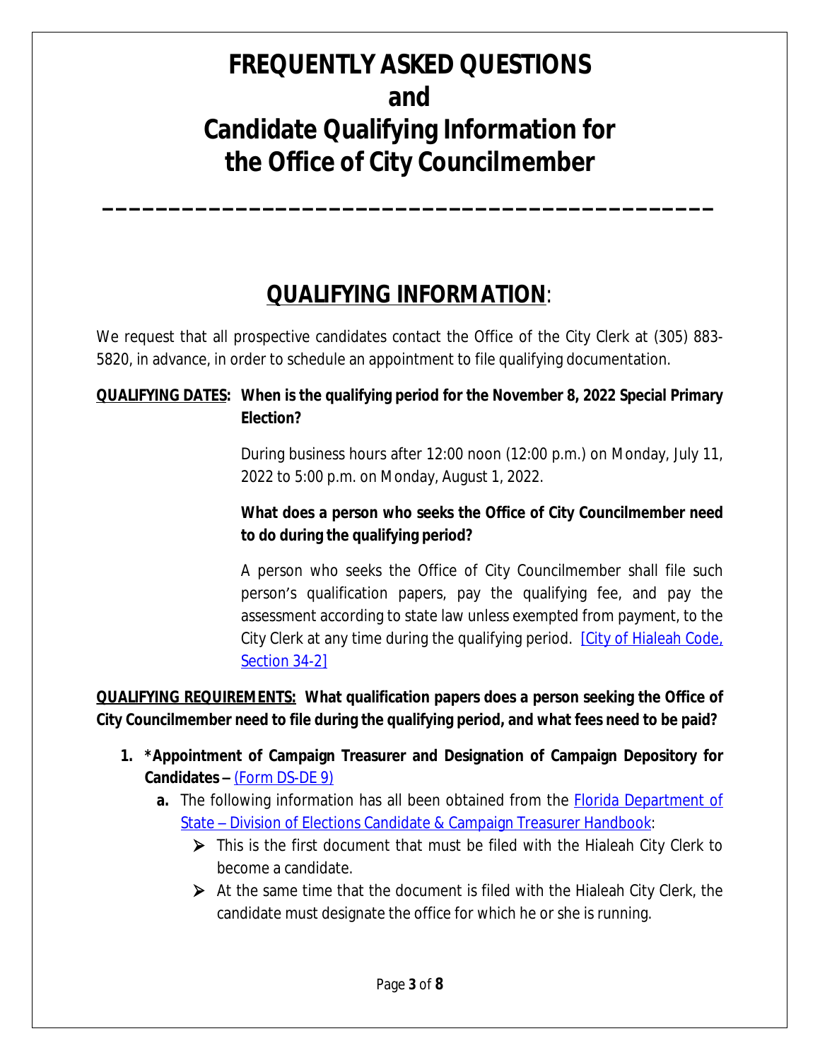# FREQUENTLY ASKED QUESTIONS and Candidate Qualifying Information for the Office of City Councilmember

---

## QUALIFYING INFORMATION:

We request that all prospective candidates contact the Office of the City Clerk at (305) 883-5820, in advance, in order to schedule an appointment to file qualifying documentation.

**QUALIFYING DATES: When is the qualifying period for the November 8, 2022 Special Primary Election?**

During business hours after 12:00 noon (12:00 p.m.) on Monday, July 11, 2022 to 5:00 p.m. on Monday, August 1, 2022.

**What does a person who seeks the Office of City Councilmember need to do during the qualifying period?**

A person who seeks the Office of City Councilmember shall file such person's qualification papers, pay the qualifying fee, and pay the assessment according to state law unless exempted from payment, to the City Clerk at any time during the qualifying period. [City of Hialeah Code, Section 34-2]

**QUALIFYING REQUIREMENTS: What qualification papers does a person seeking the Office of City Councilmember need to file during the qualifying period, and what fees need to be paid?**

1. ***Appointment of Campaign Treasurer and Designation of Campaign Depository for Candidates** – (Form DS-DE 9)
   - **a.** The following information has all been obtained from the Florida Department of State – Division of Elections Candidate & Campaign Treasurer Handbook:
     - This is the first document that must be filed with the Hialeah City Clerk to become a candidate.
     - At the same time that the document is filed with the Hialeah City Clerk, the candidate must designate the office for which he or she is running.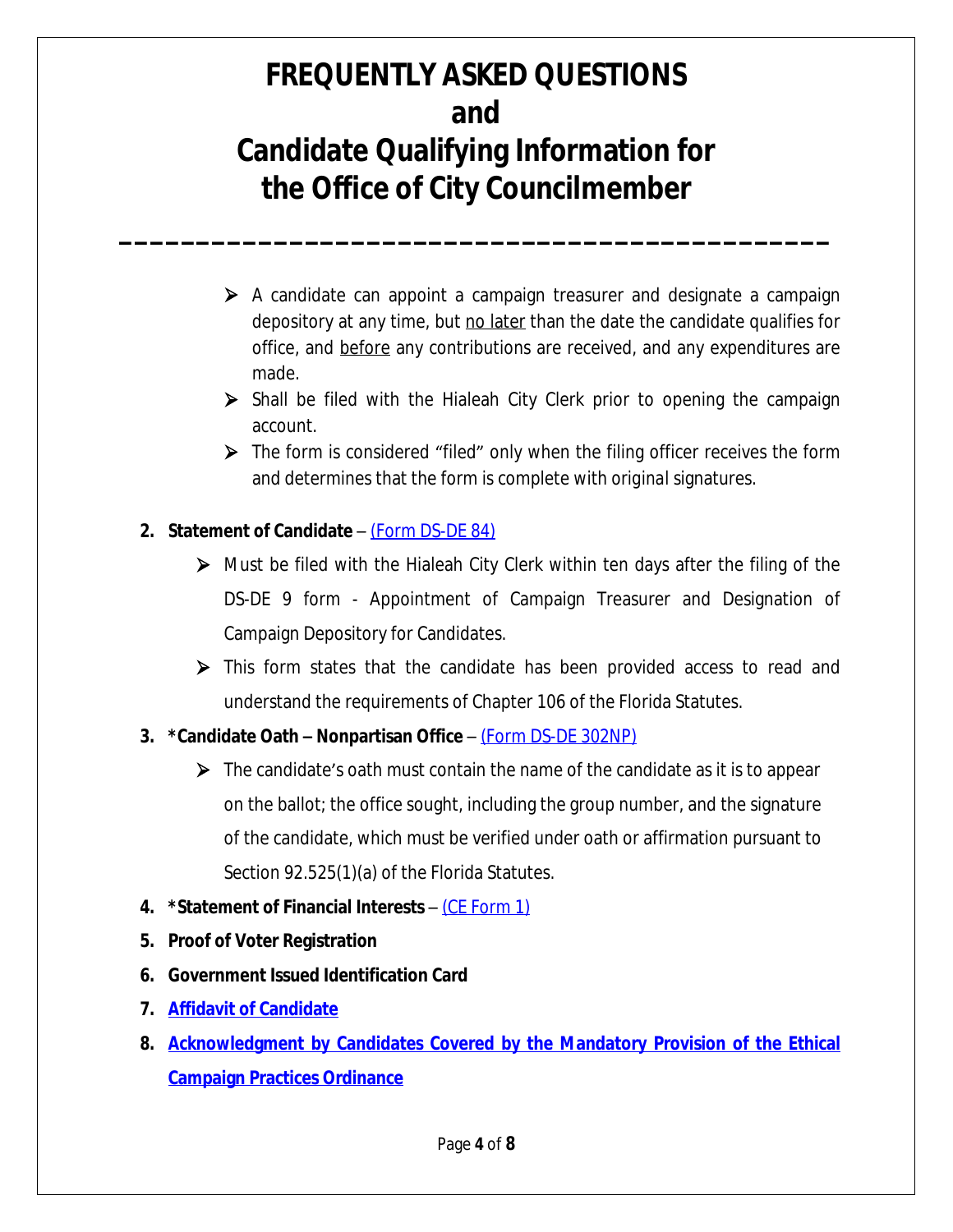# FREQUENTLY ASKED QUESTIONS and Candidate Qualifying Information for the Office of City Councilmember

- A candidate can appoint a campaign treasurer and designate a campaign depository at any time, but no later than the date the candidate qualifies for office, and before any contributions are received, and any expenditures are made.
- Shall be filed with the Hialeah City Clerk prior to opening the campaign account.
- The form is considered "filed" only when the filing officer receives the form and determines that the form is complete with original signatures.

2. **Statement of Candidate** – (Form DS-DE 84)
   - Must be filed with the Hialeah City Clerk within ten days after the filing of the DS-DE 9 form - Appointment of Campaign Treasurer and Designation of Campaign Depository for Candidates.
   - This form states that the candidate has been provided access to read and understand the requirements of Chapter 106 of the Florida Statutes.
3. ***Candidate Oath – Nonpartisan Office** – (Form DS-DE 302NP)
   - The candidate's oath must contain the name of the candidate as it is to appear on the ballot; the office sought, including the group number, and the signature of the candidate, which must be verified under oath or affirmation pursuant to Section 92.525(1)(a) of the Florida Statutes.
4. ***Statement of Financial Interests** – (CE Form 1)
5. **Proof of Voter Registration**
6. **Government Issued Identification Card**
7. **Affidavit of Candidate**
8. **Acknowledgment by Candidates Covered by the Mandatory Provision of the Ethical Campaign Practices Ordinance**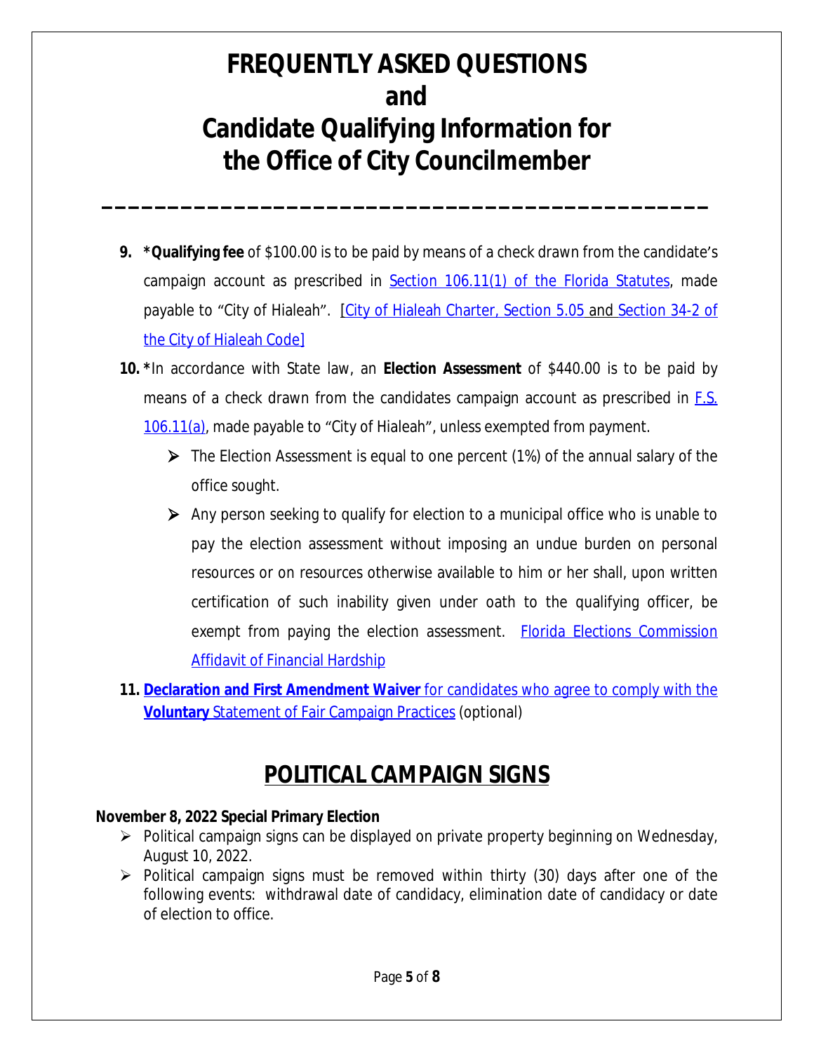# FREQUENTLY ASKED QUESTIONS and Candidate Qualifying Information for the Office of City Councilmember

9. ***Qualifying fee** of $100.00 is to be paid by means of a check drawn from the candidate's campaign account as prescribed in Section 106.11(1) of the Florida Statutes, made payable to "City of Hialeah". [City of Hialeah Charter, Section 5.05 and Section 34-2 of the City of Hialeah Code]

10. *In accordance with State law, an **Election Assessment** of $440.00 is to be paid by means of a check drawn from the candidates campaign account as prescribed in F.S. 106.11(a), made payable to "City of Hialeah", unless exempted from payment.
    - The Election Assessment is equal to one percent (1%) of the annual salary of the office sought.
    - Any person seeking to qualify for election to a municipal office who is unable to pay the election assessment without imposing an undue burden on personal resources or on resources otherwise available to him or her shall, upon written certification of such inability given under oath to the qualifying officer, be exempt from paying the election assessment. Florida Elections Commission Affidavit of Financial Hardship

11. **Declaration and First Amendment Waiver** for candidates who agree to comply with the **Voluntary** Statement of Fair Campaign Practices (optional)

## POLITICAL CAMPAIGN SIGNS

**November 8, 2022 Special Primary Election**

- Political campaign signs can be displayed on private property beginning on Wednesday, August 10, 2022.
- Political campaign signs must be removed within thirty (30) days after one of the following events: withdrawal date of candidacy, elimination date of candidacy or date of election to office.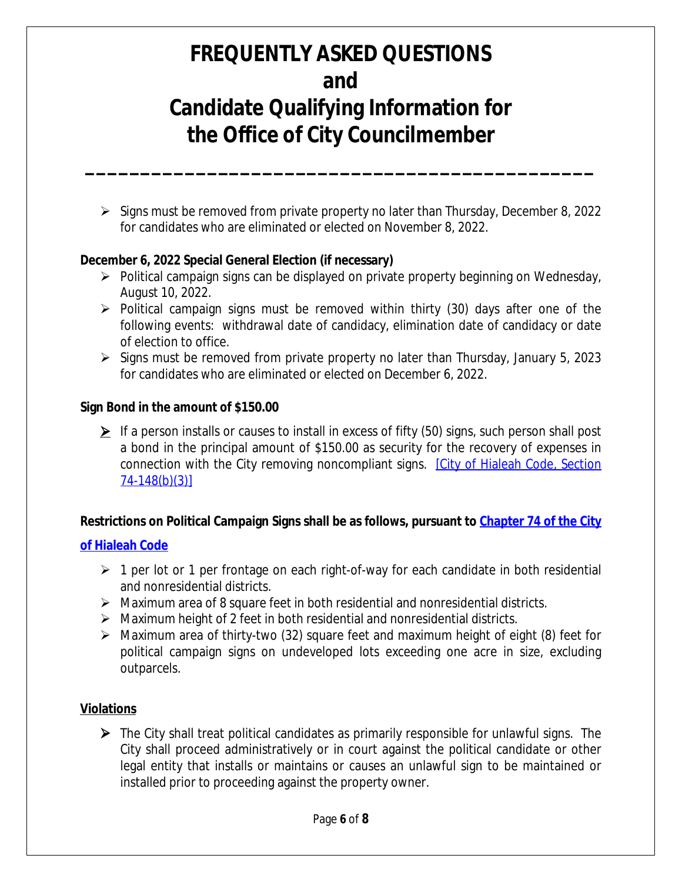# FREQUENTLY ASKED QUESTIONS and Candidate Qualifying Information for the Office of City Councilmember

- Signs must be removed from private property no later than Thursday, December 8, 2022 for candidates who are eliminated or elected on November 8, 2022.

**December 6, 2022 Special General Election (if necessary)**

- Political campaign signs can be displayed on private property beginning on Wednesday, August 10, 2022.
- Political campaign signs must be removed within thirty (30) days after one of the following events: withdrawal date of candidacy, elimination date of candidacy or date of election to office.
- Signs must be removed from private property no later than Thursday, January 5, 2023 for candidates who are eliminated or elected on December 6, 2022.

**Sign Bond in the amount of $150.00**

- If a person installs or causes to install in excess of fifty (50) signs, such person shall post a bond in the principal amount of $150.00 as security for the recovery of expenses in connection with the City removing noncompliant signs. [City of Hialeah Code, Section 74-148(b)(3)]

**Restrictions on Political Campaign Signs shall be as follows, pursuant to Chapter 74 of the City of Hialeah Code**

- 1 per lot or 1 per frontage on each right-of-way for each candidate in both residential and nonresidential districts.
- Maximum area of 8 square feet in both residential and nonresidential districts.
- Maximum height of 2 feet in both residential and nonresidential districts.
- Maximum area of thirty-two (32) square feet and maximum height of eight (8) feet for political campaign signs on undeveloped lots exceeding one acre in size, excluding outparcels.

**Violations**

- The City shall treat political candidates as primarily responsible for unlawful signs. The City shall proceed administratively or in court against the political candidate or other legal entity that installs or maintains or causes an unlawful sign to be maintained or installed prior to proceeding against the property owner.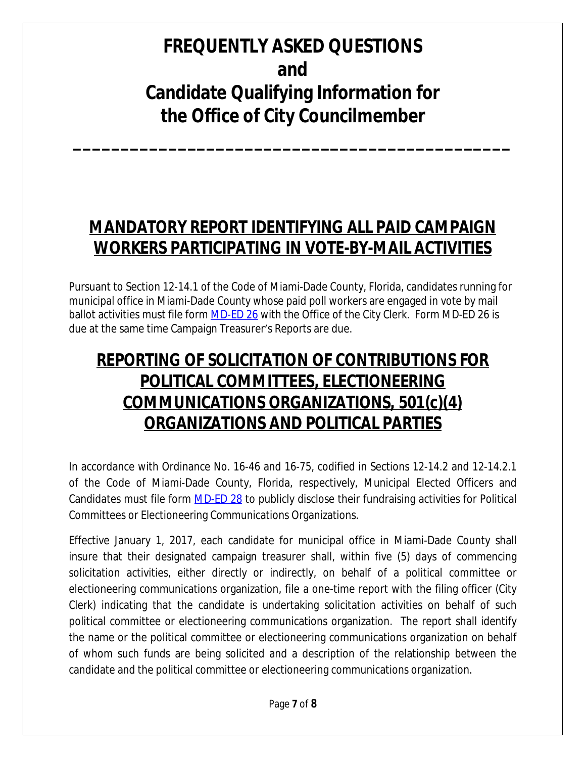# FREQUENTLY ASKED QUESTIONS and Candidate Qualifying Information for the Office of City Councilmember

---

## MANDATORY REPORT IDENTIFYING ALL PAID CAMPAIGN WORKERS PARTICIPATING IN VOTE-BY-MAIL ACTIVITIES

Pursuant to Section 12-14.1 of the Code of Miami-Dade County, Florida, candidates running for municipal office in Miami-Dade County whose paid poll workers are engaged in vote by mail ballot activities must file form MD-ED 26 with the Office of the City Clerk. Form MD-ED 26 is due at the same time Campaign Treasurer's Reports are due.

## REPORTING OF SOLICITATION OF CONTRIBUTIONS FOR POLITICAL COMMITTEES, ELECTIONEERING COMMUNICATIONS ORGANIZATIONS, 501(c)(4) ORGANIZATIONS AND POLITICAL PARTIES

In accordance with Ordinance No. 16-46 and 16-75, codified in Sections 12-14.2 and 12-14.2.1 of the Code of Miami-Dade County, Florida, respectively, Municipal Elected Officers and Candidates must file form MD-ED 28 to publicly disclose their fundraising activities for Political Committees or Electioneering Communications Organizations.

Effective January 1, 2017, each candidate for municipal office in Miami-Dade County shall insure that their designated campaign treasurer shall, within five (5) days of commencing solicitation activities, either directly or indirectly, on behalf of a political committee or electioneering communications organization, file a one-time report with the filing officer (City Clerk) indicating that the candidate is undertaking solicitation activities on behalf of such political committee or electioneering communications organization. The report shall identify the name or the political committee or electioneering communications organization on behalf of whom such funds are being solicited and a description of the relationship between the candidate and the political committee or electioneering communications organization.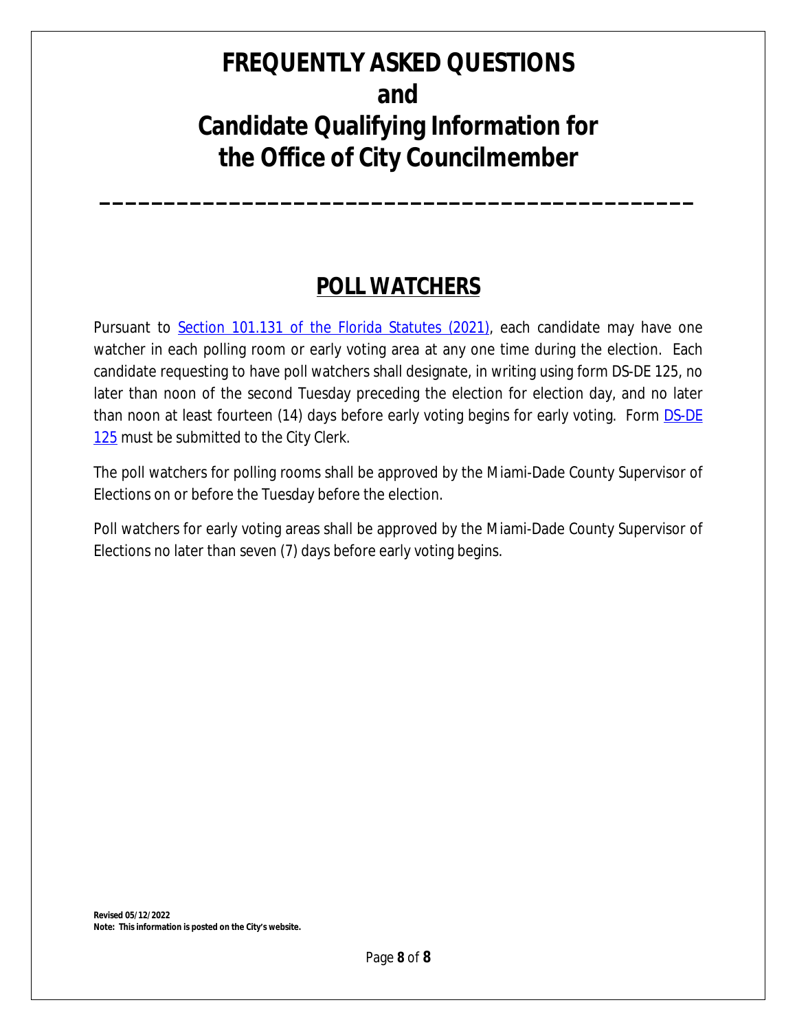# FREQUENTLY ASKED QUESTIONS
# and
# Candidate Qualifying Information for the Office of City Councilmember

---

## POLL WATCHERS

Pursuant to Section 101.131 of the Florida Statutes (2021), each candidate may have one watcher in each polling room or early voting area at any one time during the election. Each candidate requesting to have poll watchers shall designate, in writing using form DS-DE 125, no later than noon of the second Tuesday preceding the election for election day, and no later than noon at least fourteen (14) days before early voting begins for early voting. Form DS-DE 125 must be submitted to the City Clerk.

The poll watchers for polling rooms shall be approved by the Miami-Dade County Supervisor of Elections on or before the Tuesday before the election.

Poll watchers for early voting areas shall be approved by the Miami-Dade County Supervisor of Elections no later than seven (7) days before early voting begins.

**Revised 05/12/2022**
**Note: This information is posted on the City's website.**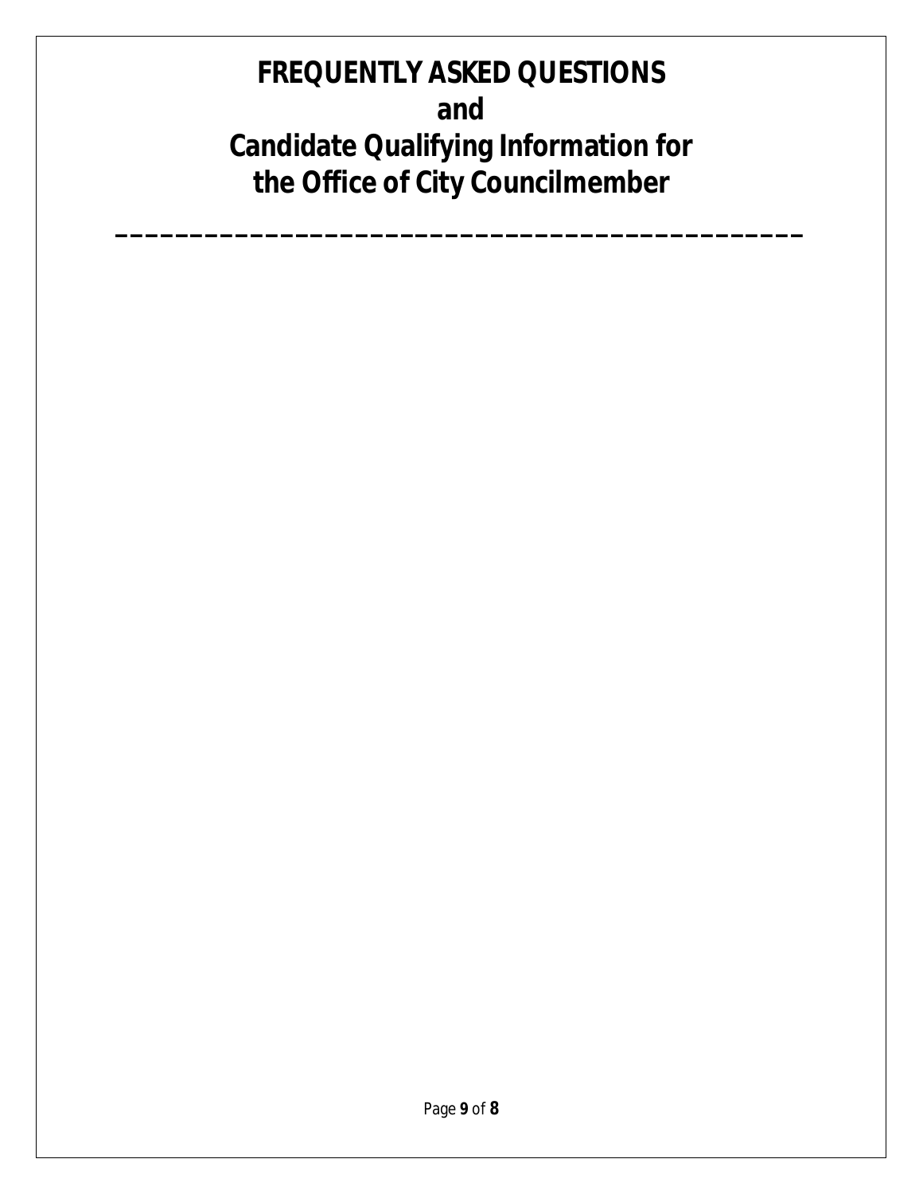# FREQUENTLY ASKED QUESTIONS
# and
# Candidate Qualifying Information for the Office of City Councilmember

---